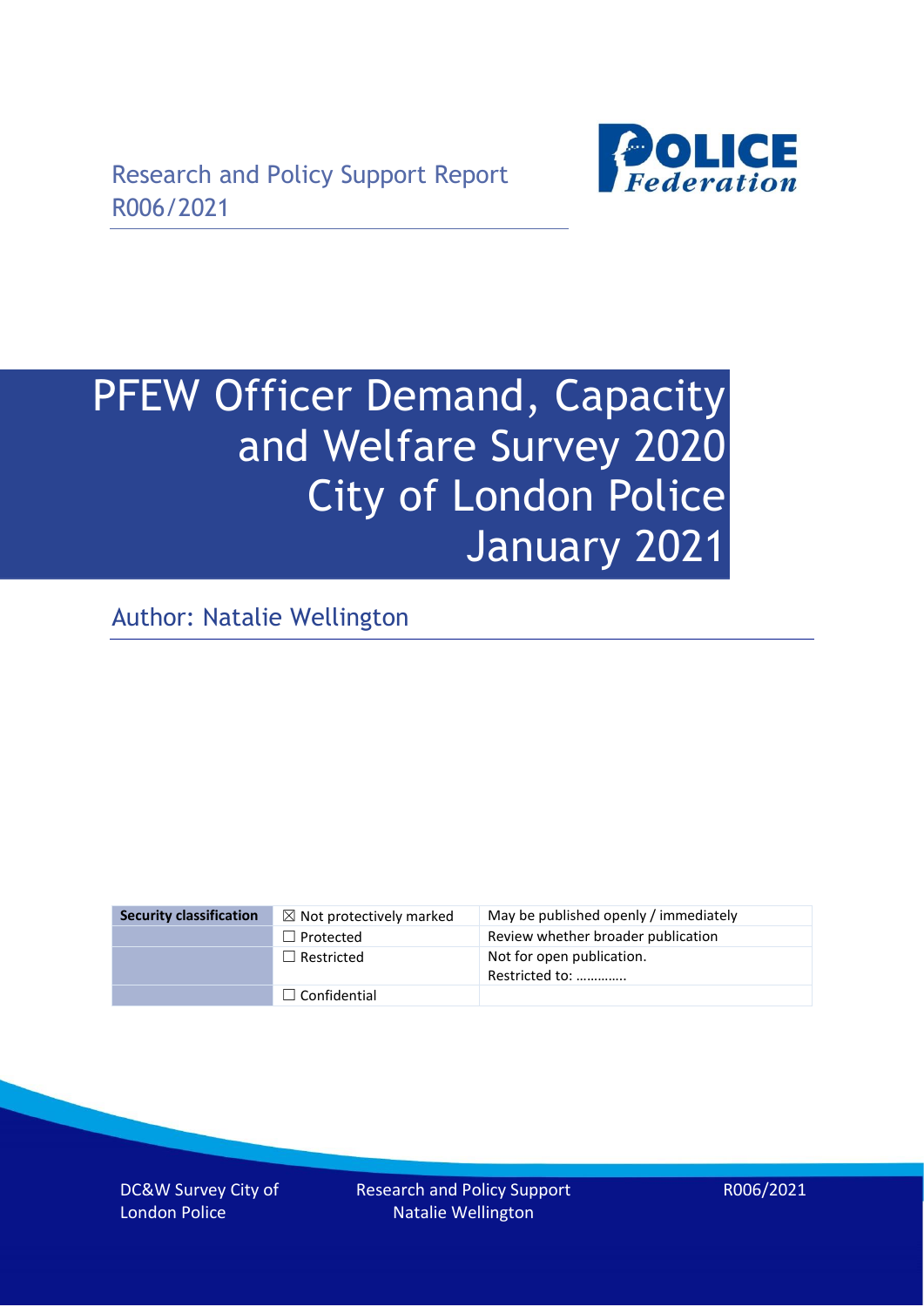Research and Policy Support Report R006/2021

# PFEW Officer Demand, Capacity and Welfare Survey 2020 City of London Police January 2021

Author: Natalie Wellington

| Security classification | ☒ Not protectively marked | May be published openly / immediately |
|---|---|---|
| | ☐ Protected | Review whether broader publication |
| | ☐ Restricted | Not for open publication. Restricted to: ………….. |
| | ☐ Confidential | |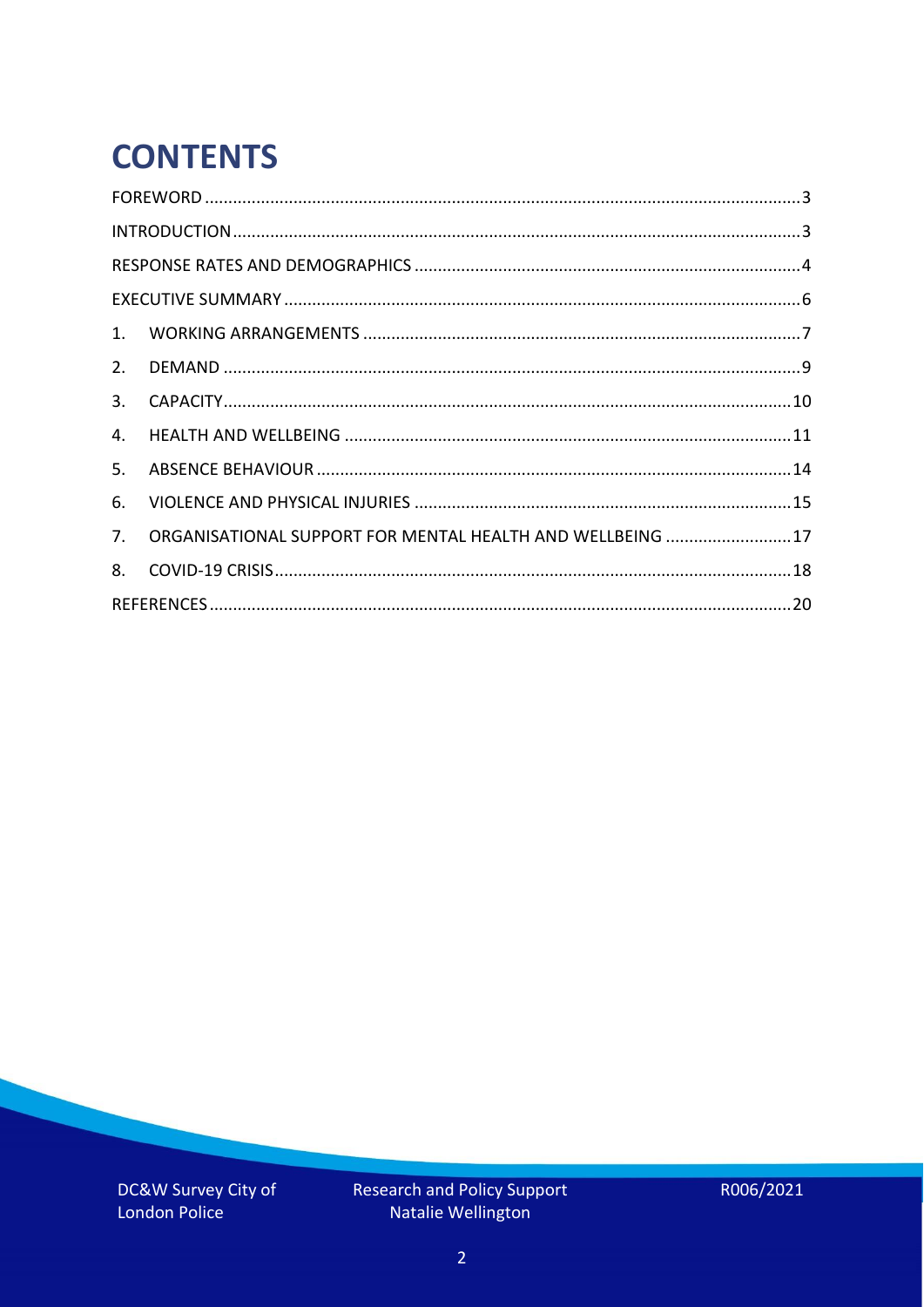# CONTENTS

FOREWORD ..... 3

INTRODUCTION ..... 3

RESPONSE RATES AND DEMOGRAPHICS ..... 4

EXECUTIVE SUMMARY ..... 6

1. WORKING ARRANGEMENTS ..... 7
2. DEMAND ..... 9
3. CAPACITY ..... 10
4. HEALTH AND WELLBEING ..... 11
5. ABSENCE BEHAVIOUR ..... 14
6. VIOLENCE AND PHYSICAL INJURIES ..... 15
7. ORGANISATIONAL SUPPORT FOR MENTAL HEALTH AND WELLBEING ..... 17
8. COVID-19 CRISIS ..... 18

REFERENCES ..... 20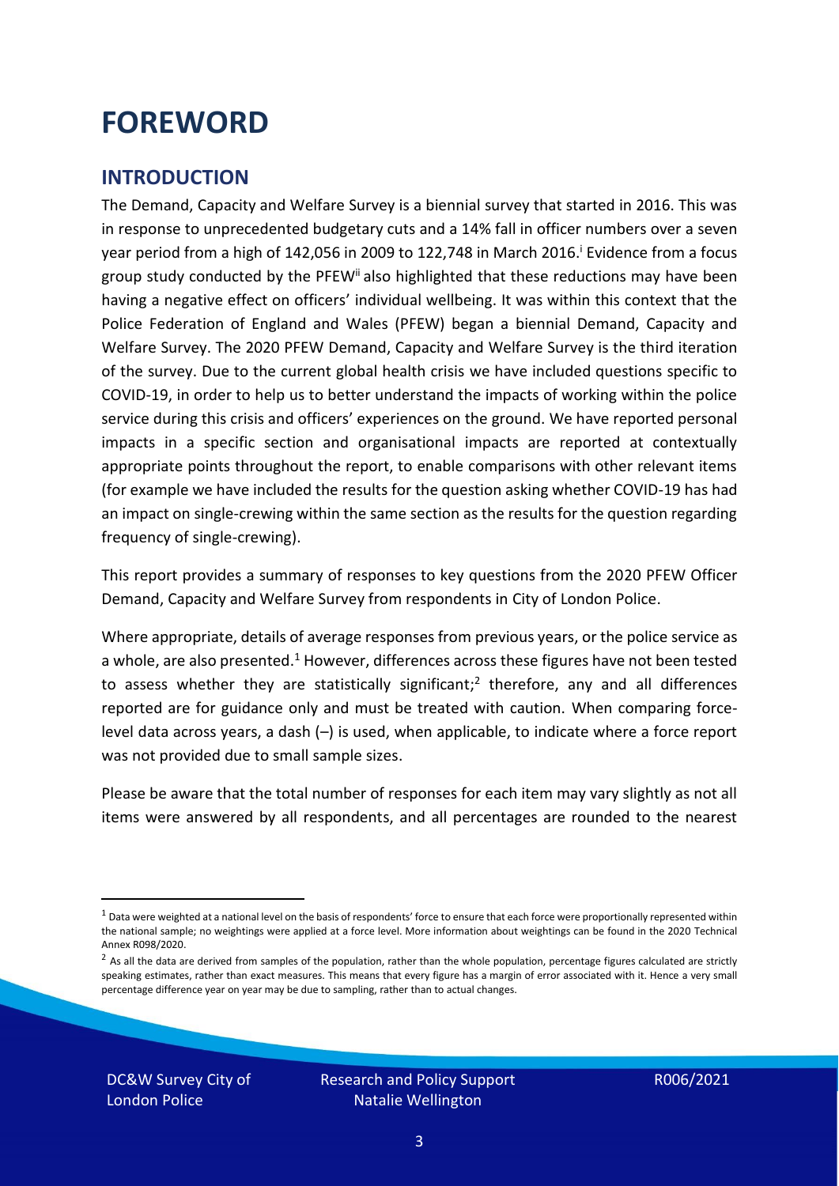# FOREWORD

## INTRODUCTION

The Demand, Capacity and Welfare Survey is a biennial survey that started in 2016. This was in response to unprecedented budgetary cuts and a 14% fall in officer numbers over a seven year period from a high of 142,056 in 2009 to 122,748 in March 2016.[i] Evidence from a focus group study conducted by the PFEW[ii] also highlighted that these reductions may have been having a negative effect on officers' individual wellbeing. It was within this context that the Police Federation of England and Wales (PFEW) began a biennial Demand, Capacity and Welfare Survey. The 2020 PFEW Demand, Capacity and Welfare Survey is the third iteration of the survey. Due to the current global health crisis we have included questions specific to COVID-19, in order to help us to better understand the impacts of working within the police service during this crisis and officers' experiences on the ground. We have reported personal impacts in a specific section and organisational impacts are reported at contextually appropriate points throughout the report, to enable comparisons with other relevant items (for example we have included the results for the question asking whether COVID-19 has had an impact on single-crewing within the same section as the results for the question regarding frequency of single-crewing).

This report provides a summary of responses to key questions from the 2020 PFEW Officer Demand, Capacity and Welfare Survey from respondents in City of London Police.

Where appropriate, details of average responses from previous years, or the police service as a whole, are also presented.[1] However, differences across these figures have not been tested to assess whether they are statistically significant;[2] therefore, any and all differences reported are for guidance only and must be treated with caution. When comparing force-level data across years, a dash (–) is used, when applicable, to indicate where a force report was not provided due to small sample sizes.

Please be aware that the total number of responses for each item may vary slightly as not all items were answered by all respondents, and all percentages are rounded to the nearest

[1] Data were weighted at a national level on the basis of respondents' force to ensure that each force were proportionally represented within the national sample; no weightings were applied at a force level. More information about weightings can be found in the 2020 Technical Annex R098/2020.

[2] As all the data are derived from samples of the population, rather than the whole population, percentage figures calculated are strictly speaking estimates, rather than exact measures. This means that every figure has a margin of error associated with it. Hence a very small percentage difference year on year may be due to sampling, rather than to actual changes.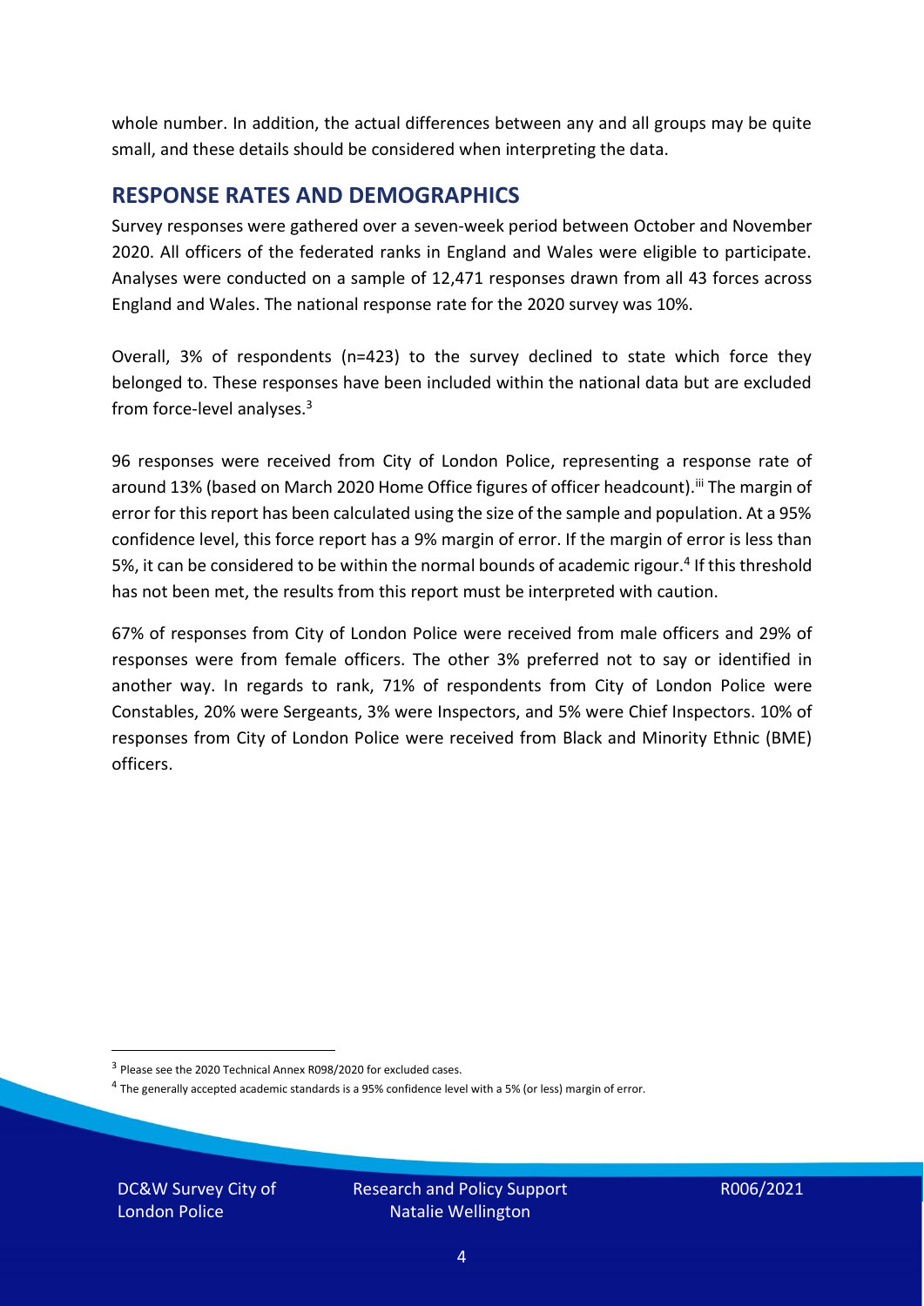whole number. In addition, the actual differences between any and all groups may be quite small, and these details should be considered when interpreting the data.

## RESPONSE RATES AND DEMOGRAPHICS

Survey responses were gathered over a seven-week period between October and November 2020. All officers of the federated ranks in England and Wales were eligible to participate. Analyses were conducted on a sample of 12,471 responses drawn from all 43 forces across England and Wales. The national response rate for the 2020 survey was 10%.

Overall, 3% of respondents (n=423) to the survey declined to state which force they belonged to. These responses have been included within the national data but are excluded from force-level analyses.[3]

96 responses were received from City of London Police, representing a response rate of around 13% (based on March 2020 Home Office figures of officer headcount).[iii] The margin of error for this report has been calculated using the size of the sample and population. At a 95% confidence level, this force report has a 9% margin of error. If the margin of error is less than 5%, it can be considered to be within the normal bounds of academic rigour.[4] If this threshold has not been met, the results from this report must be interpreted with caution.

67% of responses from City of London Police were received from male officers and 29% of responses were from female officers. The other 3% preferred not to say or identified in another way. In regards to rank, 71% of respondents from City of London Police were Constables, 20% were Sergeants, 3% were Inspectors, and 5% were Chief Inspectors. 10% of responses from City of London Police were received from Black and Minority Ethnic (BME) officers.

[3] Please see the 2020 Technical Annex R098/2020 for excluded cases.

[4] The generally accepted academic standards is a 95% confidence level with a 5% (or less) margin of error.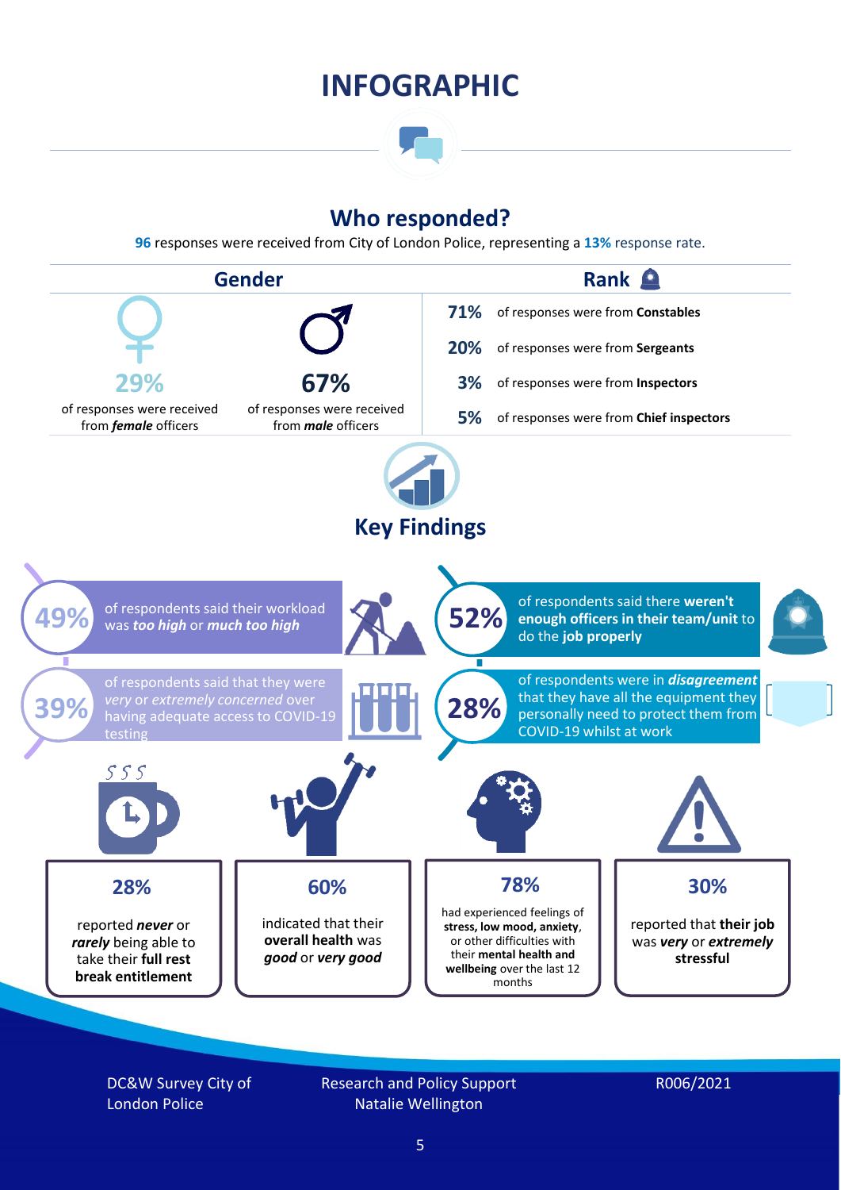# INFOGRAPHIC

## Who responded?

**96** responses were received from City of London Police, representing a **13%** response rate.

### Gender

**29%** of responses were received from ***female*** officers

**67%** of responses were received from ***male*** officers

### Rank

| | |
|---|---|
| **71%** | of responses were from **Constables** |
| **20%** | of responses were from **Sergeants** |
| **3%** | of responses were from **Inspectors** |
| **5%** | of responses were from **Chief inspectors** |

## Key Findings

**49%** of respondents said their workload was ***too high*** or ***much too high***

**52%** of respondents said there **weren't enough officers in their team/unit** to do the **job properly**

**39%** of respondents said that they were *very* or *extremely concerned* over having adequate access to COVID-19 testing

**28%** of respondents were in ***disagreement*** that they have all the equipment they personally need to protect them from COVID-19 whilst at work

**28%** reported ***never*** or ***rarely*** being able to take their **full rest break entitlement**

**60%** indicated that their **overall health** was ***good*** or ***very good***

**78%** had experienced feelings of **stress, low mood, anxiety**, or other difficulties with their **mental health and wellbeing** over the last 12 months

**30%** reported that **their job** was ***very*** or ***extremely*** **stressful**

DC&W Survey City of London Police

Research and Policy Support
Natalie Wellington

R006/2021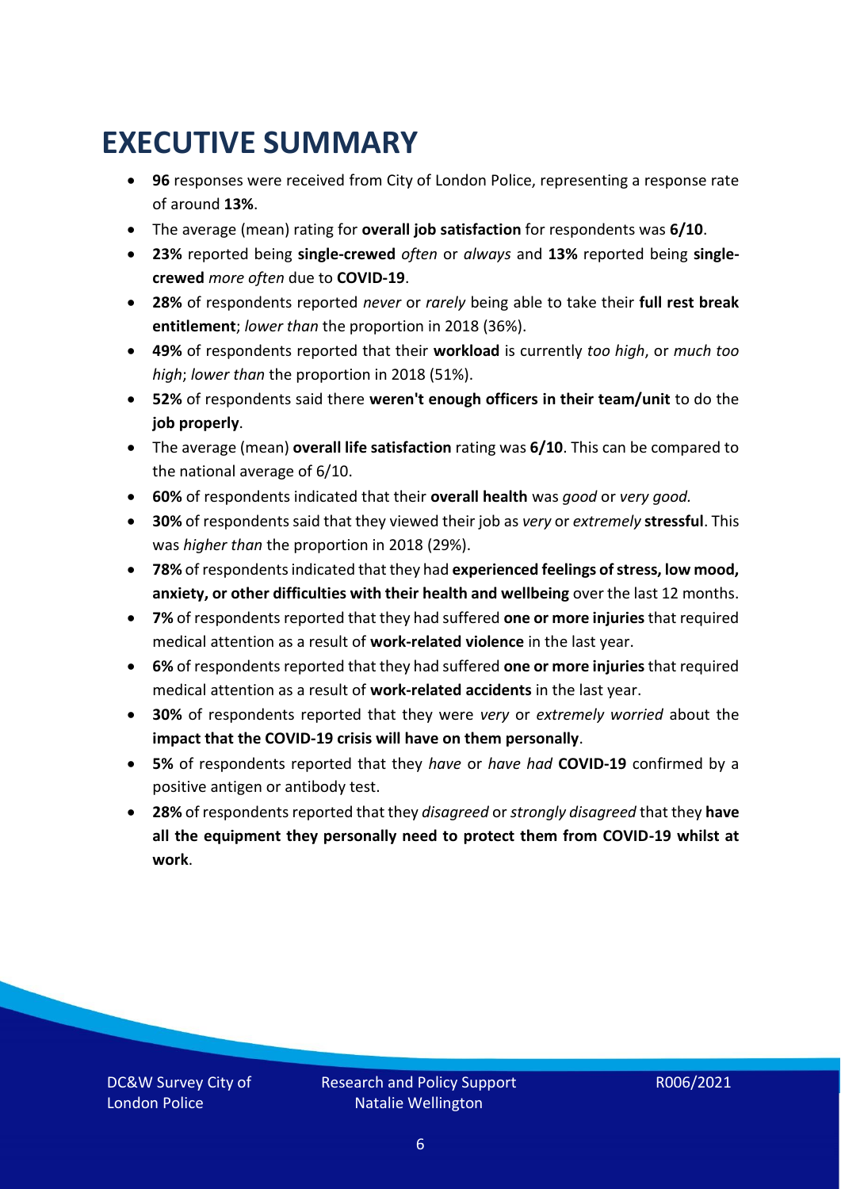# EXECUTIVE SUMMARY

- **96** responses were received from City of London Police, representing a response rate of around **13%**.
- The average (mean) rating for **overall job satisfaction** for respondents was **6/10**.
- **23%** reported being **single-crewed** *often* or *always* and **13%** reported being **single-crewed** *more often* due to **COVID-19**.
- **28%** of respondents reported *never* or *rarely* being able to take their **full rest break entitlement**; *lower than* the proportion in 2018 (36%).
- **49%** of respondents reported that their **workload** is currently *too high*, or *much too high*; *lower than* the proportion in 2018 (51%).
- **52%** of respondents said there **weren't enough officers in their team/unit** to do the **job properly**.
- The average (mean) **overall life satisfaction** rating was **6/10**. This can be compared to the national average of 6/10.
- **60%** of respondents indicated that their **overall health** was *good* or *very good.*
- **30%** of respondents said that they viewed their job as *very* or *extremely* **stressful**. This was *higher than* the proportion in 2018 (29%).
- **78%** of respondents indicated that they had **experienced feelings of stress, low mood, anxiety, or other difficulties with their health and wellbeing** over the last 12 months.
- **7%** of respondents reported that they had suffered **one or more injuries** that required medical attention as a result of **work-related violence** in the last year.
- **6%** of respondents reported that they had suffered **one or more injuries** that required medical attention as a result of **work-related accidents** in the last year.
- **30%** of respondents reported that they were *very* or *extremely worried* about the **impact that the COVID-19 crisis will have on them personally**.
- **5%** of respondents reported that they *have* or *have had* **COVID-19** confirmed by a positive antigen or antibody test.
- **28%** of respondents reported that they *disagreed* or *strongly disagreed* that they **have all the equipment they personally need to protect them from COVID-19 whilst at work**.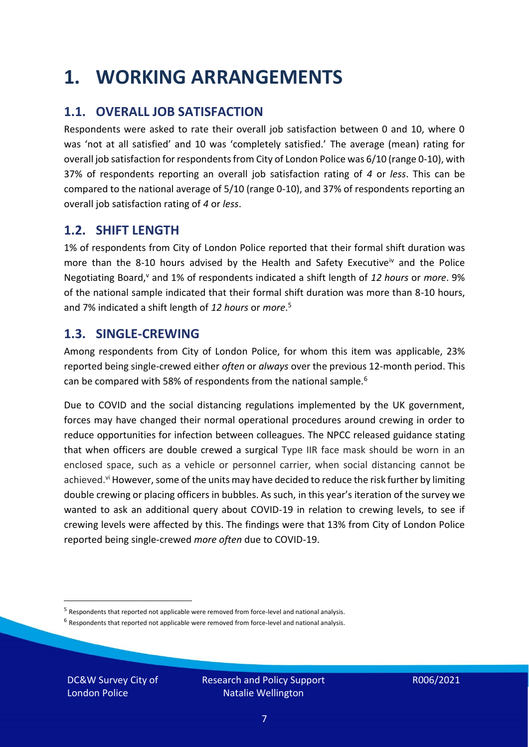# 1. WORKING ARRANGEMENTS

## 1.1. OVERALL JOB SATISFACTION

Respondents were asked to rate their overall job satisfaction between 0 and 10, where 0 was 'not at all satisfied' and 10 was 'completely satisfied.' The average (mean) rating for overall job satisfaction for respondents from City of London Police was 6/10 (range 0-10), with 37% of respondents reporting an overall job satisfaction rating of *4* or *less*. This can be compared to the national average of 5/10 (range 0-10), and 37% of respondents reporting an overall job satisfaction rating of *4* or *less*.

## 1.2. SHIFT LENGTH

1% of respondents from City of London Police reported that their formal shift duration was more than the 8-10 hours advised by the Health and Safety Executive[iv] and the Police Negotiating Board,[v] and 1% of respondents indicated a shift length of *12 hours* or *more*. 9% of the national sample indicated that their formal shift duration was more than 8-10 hours, and 7% indicated a shift length of *12 hours* or *more*.[5]

## 1.3. SINGLE-CREWING

Among respondents from City of London Police, for whom this item was applicable, 23% reported being single-crewed either *often* or *always* over the previous 12-month period. This can be compared with 58% of respondents from the national sample.[6]

Due to COVID and the social distancing regulations implemented by the UK government, forces may have changed their normal operational procedures around crewing in order to reduce opportunities for infection between colleagues. The NPCC released guidance stating that when officers are double crewed a surgical Type IIR face mask should be worn in an enclosed space, such as a vehicle or personnel carrier, when social distancing cannot be achieved.[vi] However, some of the units may have decided to reduce the risk further by limiting double crewing or placing officers in bubbles. As such, in this year's iteration of the survey we wanted to ask an additional query about COVID-19 in relation to crewing levels, to see if crewing levels were affected by this. The findings were that 13% from City of London Police reported being single-crewed *more often* due to COVID-19.

---

[5] Respondents that reported not applicable were removed from force-level and national analysis.

[6] Respondents that reported not applicable were removed from force-level and national analysis.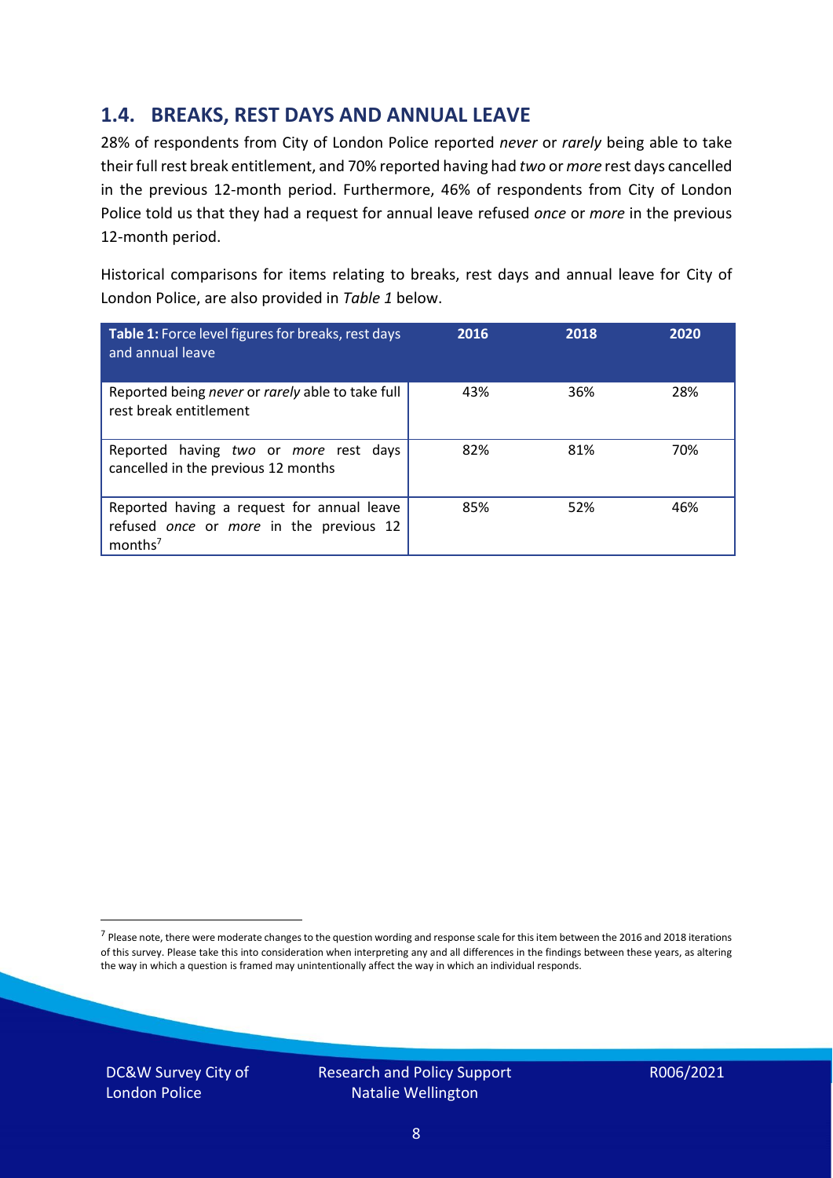## 1.4. BREAKS, REST DAYS AND ANNUAL LEAVE

28% of respondents from City of London Police reported *never* or *rarely* being able to take their full rest break entitlement, and 70% reported having had *two* or *more* rest days cancelled in the previous 12-month period. Furthermore, 46% of respondents from City of London Police told us that they had a request for annual leave refused *once* or *more* in the previous 12-month period.

Historical comparisons for items relating to breaks, rest days and annual leave for City of London Police, are also provided in *Table 1* below.

| **Table 1:** Force level figures for breaks, rest days and annual leave | 2016 | 2018 | 2020 |
|---|---|---|---|
| Reported being *never* or *rarely* able to take full rest break entitlement | 43% | 36% | 28% |
| Reported having *two* or *more* rest days cancelled in the previous 12 months | 82% | 81% | 70% |
| Reported having a request for annual leave refused *once* or *more* in the previous 12 months[7] | 85% | 52% | 46% |

[7] Please note, there were moderate changes to the question wording and response scale for this item between the 2016 and 2018 iterations of this survey. Please take this into consideration when interpreting any and all differences in the findings between these years, as altering the way in which a question is framed may unintentionally affect the way in which an individual responds.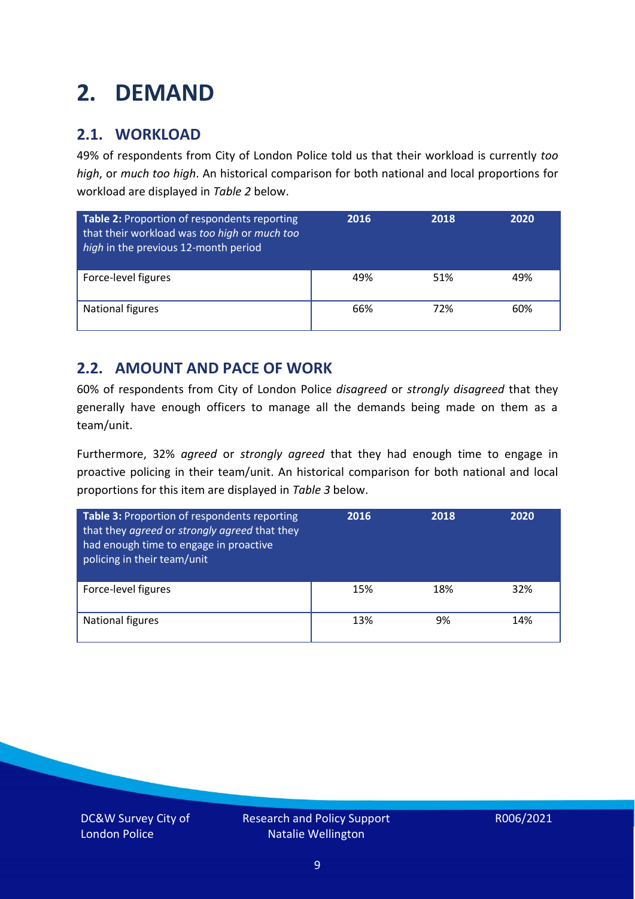# 2. DEMAND

## 2.1. WORKLOAD

49% of respondents from City of London Police told us that their workload is currently *too high*, or *much too high*. An historical comparison for both national and local proportions for workload are displayed in *Table 2* below.

| **Table 2:** Proportion of respondents reporting that their workload was *too high* or *much too high* in the previous 12-month period | 2016 | 2018 | 2020 |
|---|---|---|---|
| Force-level figures | 49% | 51% | 49% |
| National figures | 66% | 72% | 60% |

## 2.2. AMOUNT AND PACE OF WORK

60% of respondents from City of London Police *disagreed* or *strongly disagreed* that they generally have enough officers to manage all the demands being made on them as a team/unit.

Furthermore, 32% *agreed* or *strongly agreed* that they had enough time to engage in proactive policing in their team/unit. An historical comparison for both national and local proportions for this item are displayed in *Table 3* below.

| **Table 3:** Proportion of respondents reporting that they *agreed* or *strongly agreed* that they had enough time to engage in proactive policing in their team/unit | 2016 | 2018 | 2020 |
|---|---|---|---|
| Force-level figures | 15% | 18% | 32% |
| National figures | 13% | 9% | 14% |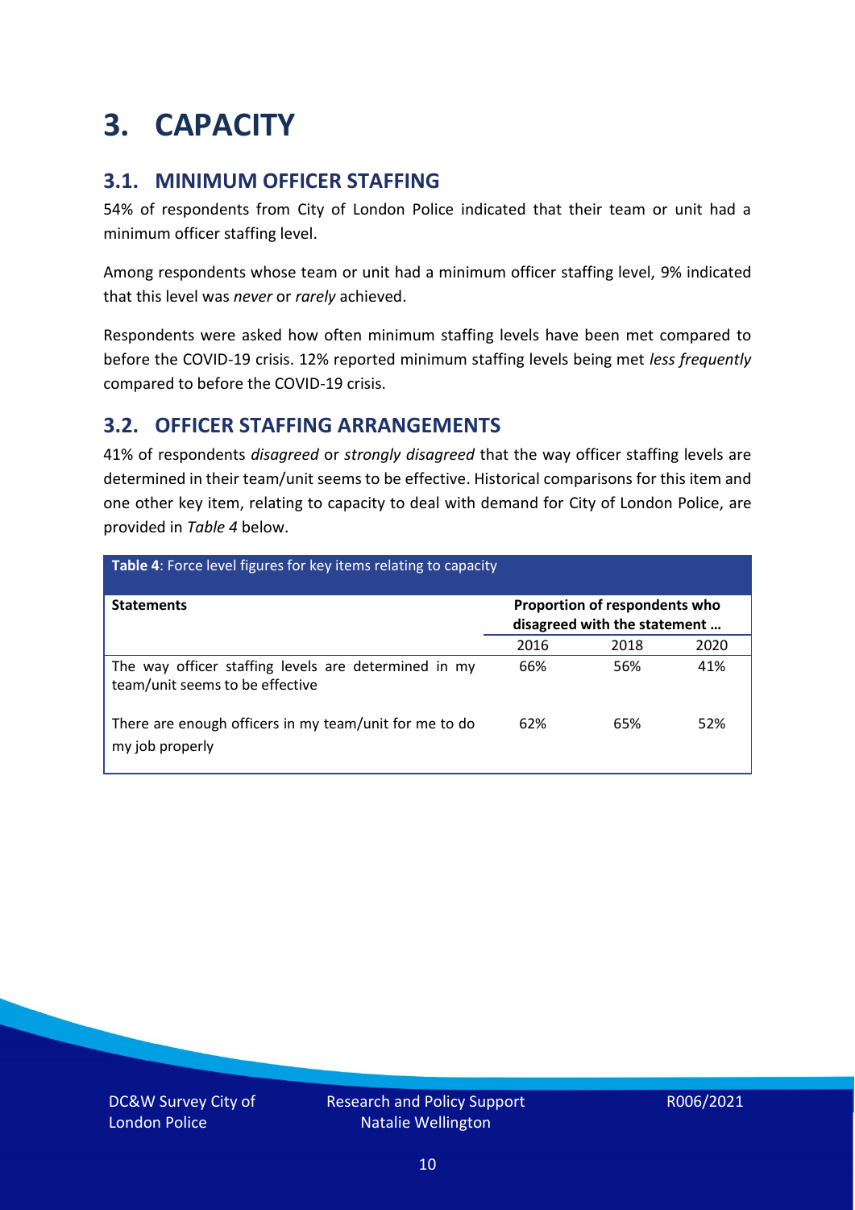# 3. CAPACITY

## 3.1. MINIMUM OFFICER STAFFING

54% of respondents from City of London Police indicated that their team or unit had a minimum officer staffing level.

Among respondents whose team or unit had a minimum officer staffing level, 9% indicated that this level was *never* or *rarely* achieved.

Respondents were asked how often minimum staffing levels have been met compared to before the COVID-19 crisis. 12% reported minimum staffing levels being met *less frequently* compared to before the COVID-19 crisis.

## 3.2. OFFICER STAFFING ARRANGEMENTS

41% of respondents *disagreed* or *strongly disagreed* that the way officer staffing levels are determined in their team/unit seems to be effective. Historical comparisons for this item and one other key item, relating to capacity to deal with demand for City of London Police, are provided in *Table 4* below.

**Table 4**: Force level figures for key items relating to capacity

| **Statements** | **Proportion of respondents who disagreed with the statement …** | | |
|---|---|---|---|
| | 2016 | 2018 | 2020 |
| The way officer staffing levels are determined in my team/unit seems to be effective | 66% | 56% | 41% |
| There are enough officers in my team/unit for me to do my job properly | 62% | 65% | 52% |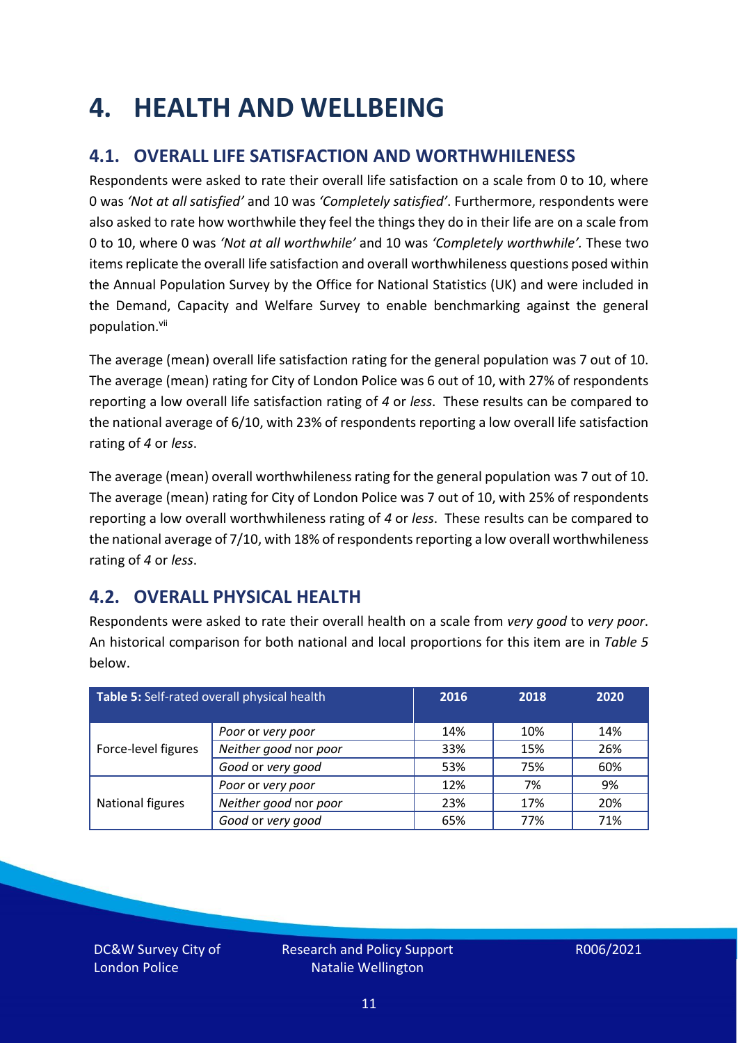# 4. HEALTH AND WELLBEING

## 4.1. OVERALL LIFE SATISFACTION AND WORTHWHILENESS

Respondents were asked to rate their overall life satisfaction on a scale from 0 to 10, where 0 was *'Not at all satisfied'* and 10 was *'Completely satisfied'*. Furthermore, respondents were also asked to rate how worthwhile they feel the things they do in their life are on a scale from 0 to 10, where 0 was *'Not at all worthwhile'* and 10 was *'Completely worthwhile'.* These two items replicate the overall life satisfaction and overall worthwhileness questions posed within the Annual Population Survey by the Office for National Statistics (UK) and were included in the Demand, Capacity and Welfare Survey to enable benchmarking against the general population.[vii]

The average (mean) overall life satisfaction rating for the general population was 7 out of 10. The average (mean) rating for City of London Police was 6 out of 10, with 27% of respondents reporting a low overall life satisfaction rating of *4* or *less*. These results can be compared to the national average of 6/10, with 23% of respondents reporting a low overall life satisfaction rating of *4* or *less*.

The average (mean) overall worthwhileness rating for the general population was 7 out of 10. The average (mean) rating for City of London Police was 7 out of 10, with 25% of respondents reporting a low overall worthwhileness rating of *4* or *less*. These results can be compared to the national average of 7/10, with 18% of respondents reporting a low overall worthwhileness rating of *4* or *less*.

## 4.2. OVERALL PHYSICAL HEALTH

Respondents were asked to rate their overall health on a scale from *very good* to *very poor*. An historical comparison for both national and local proportions for this item are in *Table 5* below.

| **Table 5:** Self-rated overall physical health | | 2016 | 2018 | 2020 |
|---|---|---|---|---|
| Force-level figures | *Poor* or *very poor* | 14% | 10% | 14% |
| | *Neither good* nor *poor* | 33% | 15% | 26% |
| | *Good* or *very good* | 53% | 75% | 60% |
| National figures | *Poor* or *very poor* | 12% | 7% | 9% |
| | *Neither good* nor *poor* | 23% | 17% | 20% |
| | *Good* or *very good* | 65% | 77% | 71% |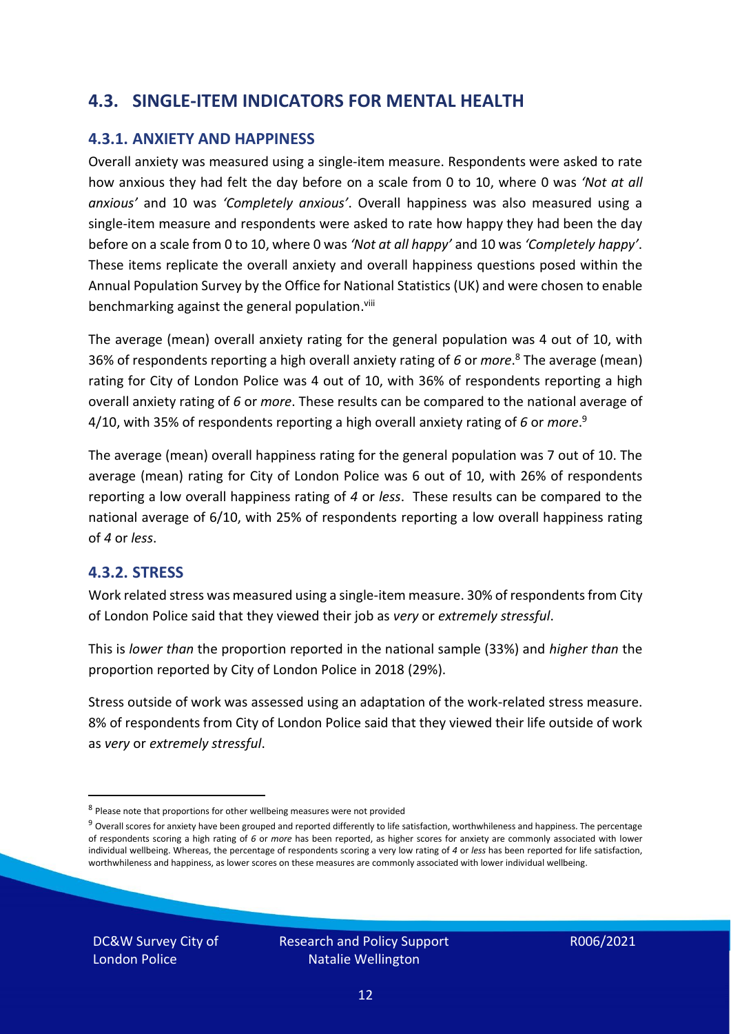## 4.3. SINGLE-ITEM INDICATORS FOR MENTAL HEALTH

### 4.3.1. ANXIETY AND HAPPINESS

Overall anxiety was measured using a single-item measure. Respondents were asked to rate how anxious they had felt the day before on a scale from 0 to 10, where 0 was *'Not at all anxious'* and 10 was *'Completely anxious'*. Overall happiness was also measured using a single-item measure and respondents were asked to rate how happy they had been the day before on a scale from 0 to 10, where 0 was *'Not at all happy'* and 10 was *'Completely happy'*. These items replicate the overall anxiety and overall happiness questions posed within the Annual Population Survey by the Office for National Statistics (UK) and were chosen to enable benchmarking against the general population.[viii]

The average (mean) overall anxiety rating for the general population was 4 out of 10, with 36% of respondents reporting a high overall anxiety rating of *6* or *more*.[8] The average (mean) rating for City of London Police was 4 out of 10, with 36% of respondents reporting a high overall anxiety rating of *6* or *more*. These results can be compared to the national average of 4/10, with 35% of respondents reporting a high overall anxiety rating of *6* or *more*.[9]

The average (mean) overall happiness rating for the general population was 7 out of 10. The average (mean) rating for City of London Police was 6 out of 10, with 26% of respondents reporting a low overall happiness rating of *4* or *less*. These results can be compared to the national average of 6/10, with 25% of respondents reporting a low overall happiness rating of *4* or *less*.

### 4.3.2. STRESS

Work related stress was measured using a single-item measure. 30% of respondents from City of London Police said that they viewed their job as *very* or *extremely stressful*.

This is *lower than* the proportion reported in the national sample (33%) and *higher than* the proportion reported by City of London Police in 2018 (29%).

Stress outside of work was assessed using an adaptation of the work-related stress measure. 8% of respondents from City of London Police said that they viewed their life outside of work as *very* or *extremely stressful*.

---

[8] Please note that proportions for other wellbeing measures were not provided

[9] Overall scores for anxiety have been grouped and reported differently to life satisfaction, worthwhileness and happiness. The percentage of respondents scoring a high rating of *6* or *more* has been reported, as higher scores for anxiety are commonly associated with lower individual wellbeing. Whereas, the percentage of respondents scoring a very low rating of *4* or *less* has been reported for life satisfaction, worthwhileness and happiness, as lower scores on these measures are commonly associated with lower individual wellbeing.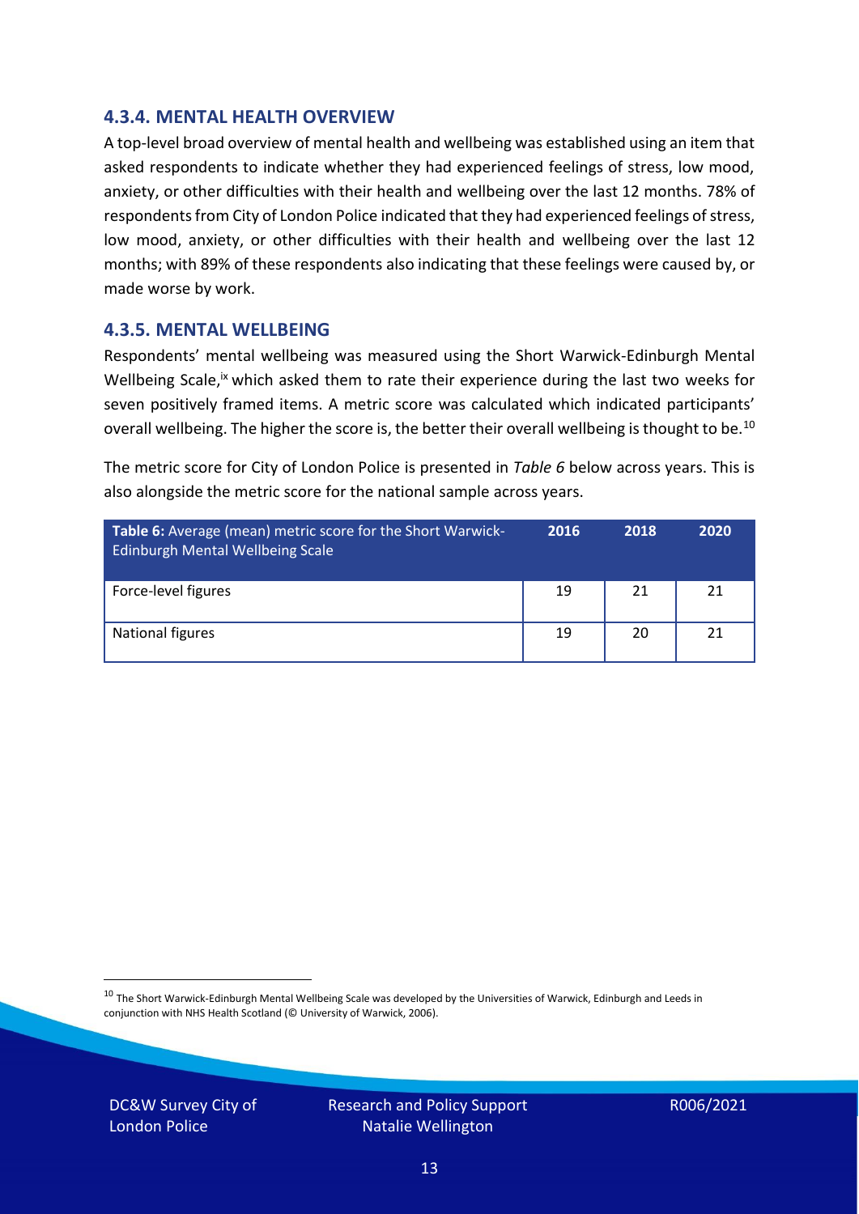### 4.3.4. MENTAL HEALTH OVERVIEW

A top-level broad overview of mental health and wellbeing was established using an item that asked respondents to indicate whether they had experienced feelings of stress, low mood, anxiety, or other difficulties with their health and wellbeing over the last 12 months. 78% of respondents from City of London Police indicated that they had experienced feelings of stress, low mood, anxiety, or other difficulties with their health and wellbeing over the last 12 months; with 89% of these respondents also indicating that these feelings were caused by, or made worse by work.

### 4.3.5. MENTAL WELLBEING

Respondents' mental wellbeing was measured using the Short Warwick-Edinburgh Mental Wellbeing Scale,[ix] which asked them to rate their experience during the last two weeks for seven positively framed items. A metric score was calculated which indicated participants' overall wellbeing. The higher the score is, the better their overall wellbeing is thought to be.[10]

The metric score for City of London Police is presented in *Table 6* below across years. This is also alongside the metric score for the national sample across years.

| **Table 6:** Average (mean) metric score for the Short Warwick-Edinburgh Mental Wellbeing Scale | 2016 | 2018 | 2020 |
|---|---|---|---|
| Force-level figures | 19 | 21 | 21 |
| National figures | 19 | 20 | 21 |

[10] The Short Warwick-Edinburgh Mental Wellbeing Scale was developed by the Universities of Warwick, Edinburgh and Leeds in conjunction with NHS Health Scotland (© University of Warwick, 2006).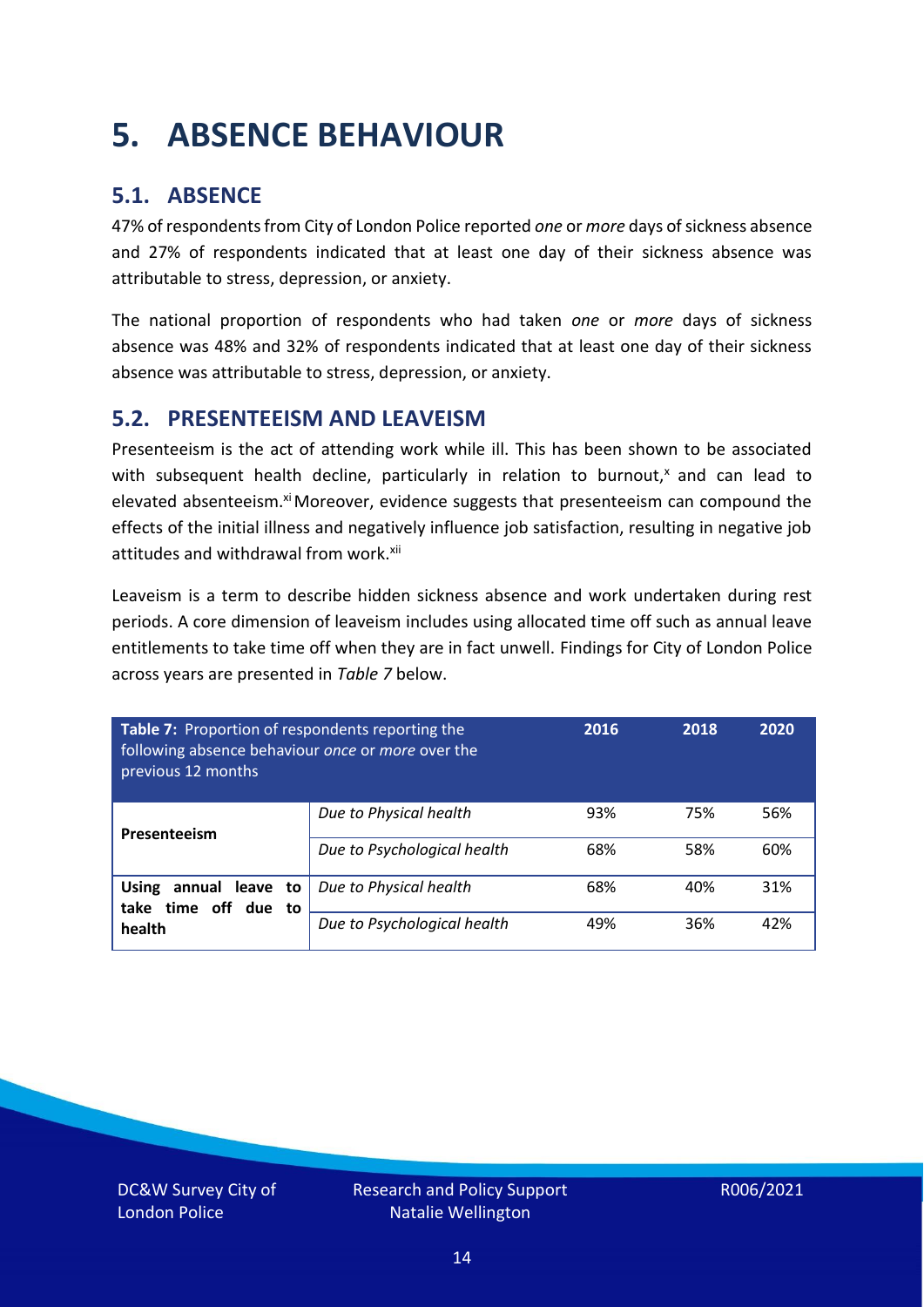# 5. ABSENCE BEHAVIOUR

## 5.1. ABSENCE

47% of respondents from City of London Police reported *one* or *more* days of sickness absence and 27% of respondents indicated that at least one day of their sickness absence was attributable to stress, depression, or anxiety.

The national proportion of respondents who had taken *one* or *more* days of sickness absence was 48% and 32% of respondents indicated that at least one day of their sickness absence was attributable to stress, depression, or anxiety.

## 5.2. PRESENTEEISM AND LEAVEISM

Presenteeism is the act of attending work while ill. This has been shown to be associated with subsequent health decline, particularly in relation to burnout,[x] and can lead to elevated absenteeism.[xi] Moreover, evidence suggests that presenteeism can compound the effects of the initial illness and negatively influence job satisfaction, resulting in negative job attitudes and withdrawal from work.[xii]

Leaveism is a term to describe hidden sickness absence and work undertaken during rest periods. A core dimension of leaveism includes using allocated time off such as annual leave entitlements to take time off when they are in fact unwell. Findings for City of London Police across years are presented in *Table 7* below.

| **Table 7:** Proportion of respondents reporting the following absence behaviour *once* or *more* over the previous 12 months | | 2016 | 2018 | 2020 |
|---|---|---|---|---|
| **Presenteeism** | *Due to Physical health* | 93% | 75% | 56% |
| | *Due to Psychological health* | 68% | 58% | 60% |
| **Using annual leave to take time off due to health** | *Due to Physical health* | 68% | 40% | 31% |
| | *Due to Psychological health* | 49% | 36% | 42% |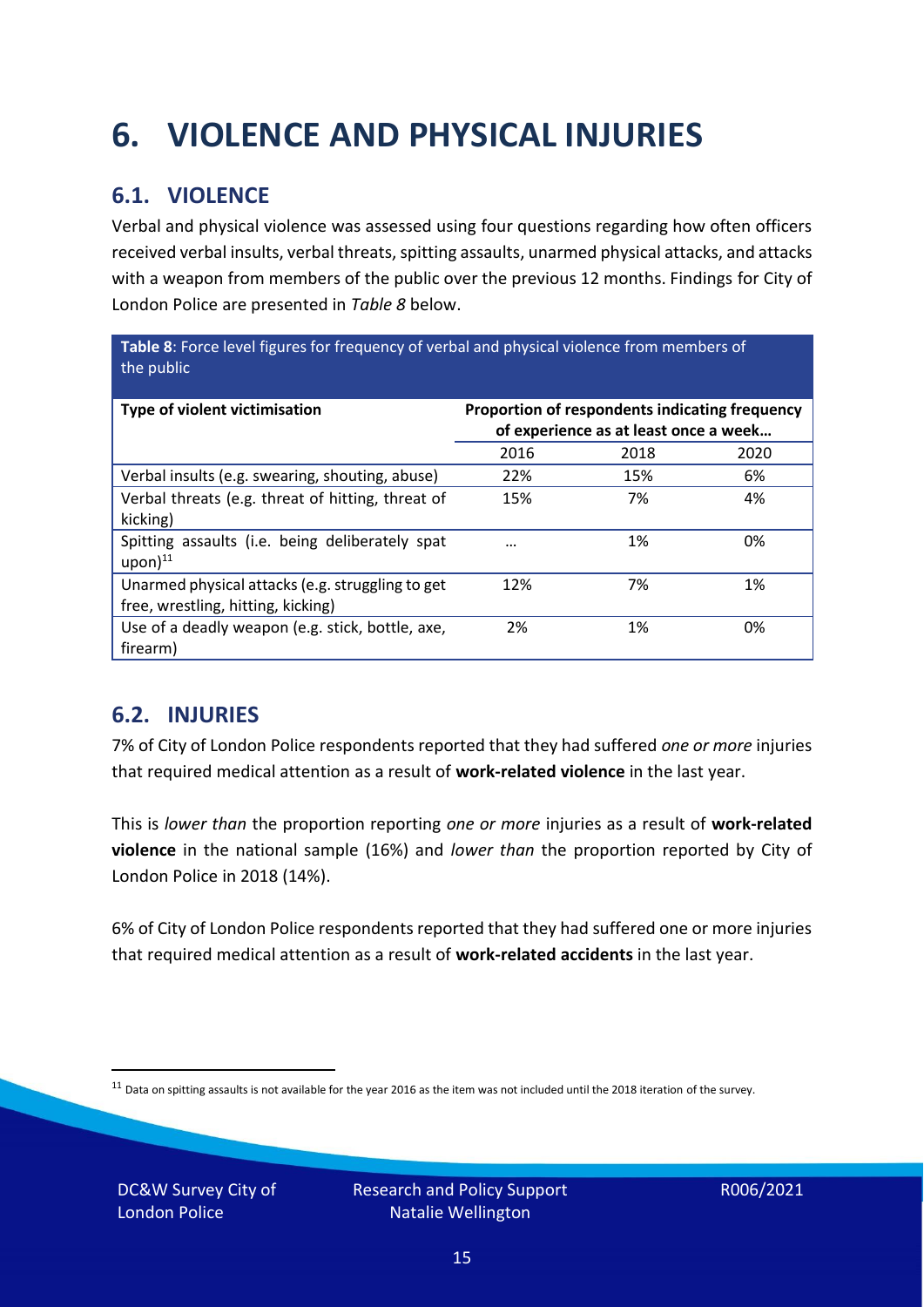# 6. VIOLENCE AND PHYSICAL INJURIES

## 6.1. VIOLENCE

Verbal and physical violence was assessed using four questions regarding how often officers received verbal insults, verbal threats, spitting assaults, unarmed physical attacks, and attacks with a weapon from members of the public over the previous 12 months. Findings for City of London Police are presented in *Table 8* below.

**Table 8**: Force level figures for frequency of verbal and physical violence from members of the public

| Type of violent victimisation | Proportion of respondents indicating frequency of experience as at least once a week… | | |
|---|---|---|---|
| | 2016 | 2018 | 2020 |
| Verbal insults (e.g. swearing, shouting, abuse) | 22% | 15% | 6% |
| Verbal threats (e.g. threat of hitting, threat of kicking) | 15% | 7% | 4% |
| Spitting assaults (i.e. being deliberately spat upon)[11] | … | 1% | 0% |
| Unarmed physical attacks (e.g. struggling to get free, wrestling, hitting, kicking) | 12% | 7% | 1% |
| Use of a deadly weapon (e.g. stick, bottle, axe, firearm) | 2% | 1% | 0% |

## 6.2. INJURIES

7% of City of London Police respondents reported that they had suffered *one or more* injuries that required medical attention as a result of **work-related violence** in the last year.

This is *lower than* the proportion reporting *one or more* injuries as a result of **work-related violence** in the national sample (16%) and *lower than* the proportion reported by City of London Police in 2018 (14%).

6% of City of London Police respondents reported that they had suffered one or more injuries that required medical attention as a result of **work-related accidents** in the last year.

[11] Data on spitting assaults is not available for the year 2016 as the item was not included until the 2018 iteration of the survey.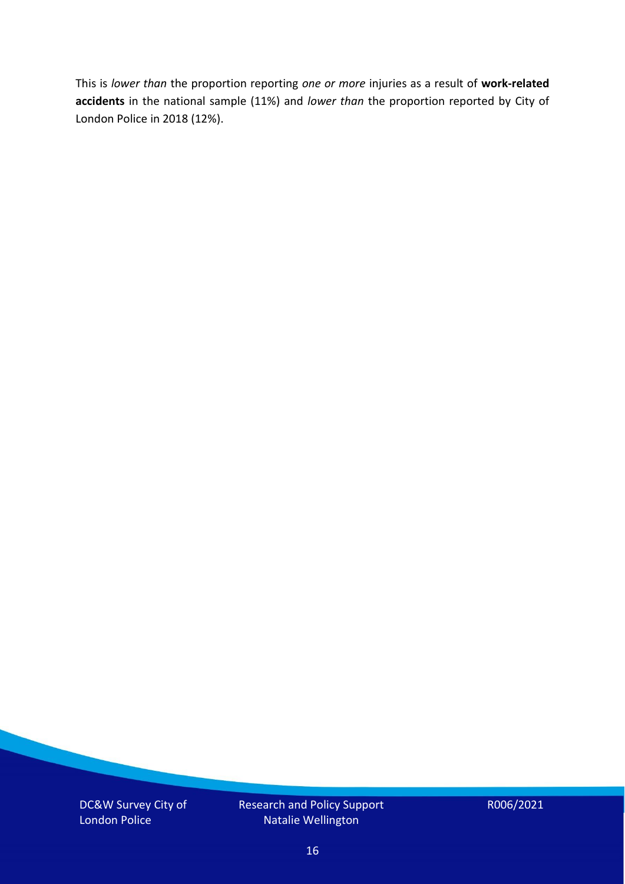This is *lower than* the proportion reporting *one or more* injuries as a result of **work-related accidents** in the national sample (11%) and *lower than* the proportion reported by City of London Police in 2018 (12%).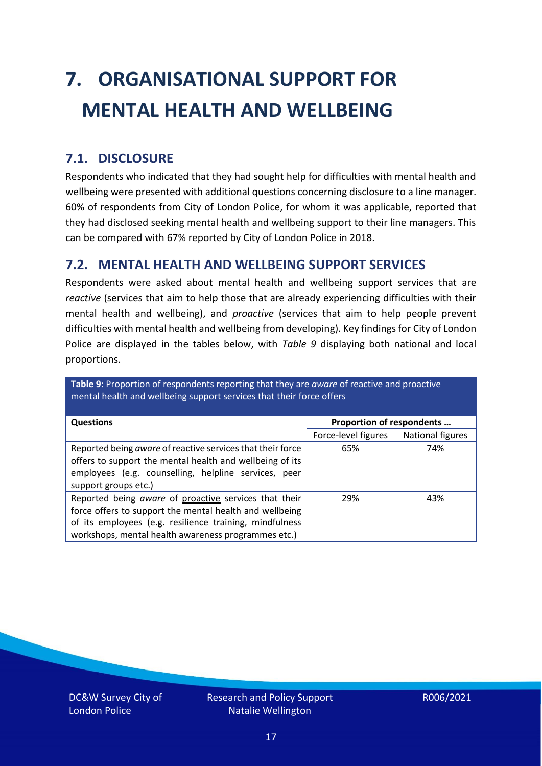# 7. ORGANISATIONAL SUPPORT FOR MENTAL HEALTH AND WELLBEING

## 7.1. DISCLOSURE

Respondents who indicated that they had sought help for difficulties with mental health and wellbeing were presented with additional questions concerning disclosure to a line manager. 60% of respondents from City of London Police, for whom it was applicable, reported that they had disclosed seeking mental health and wellbeing support to their line managers. This can be compared with 67% reported by City of London Police in 2018.

## 7.2. MENTAL HEALTH AND WELLBEING SUPPORT SERVICES

Respondents were asked about mental health and wellbeing support services that are *reactive* (services that aim to help those that are already experiencing difficulties with their mental health and wellbeing), and *proactive* (services that aim to help people prevent difficulties with mental health and wellbeing from developing). Key findings for City of London Police are displayed in the tables below, with *Table 9* displaying both national and local proportions.

**Table 9**: Proportion of respondents reporting that they are *aware* of reactive and proactive mental health and wellbeing support services that their force offers

| Questions | Proportion of respondents … | |
|---|---|---|
| | Force-level figures | National figures |
| Reported being *aware* of reactive services that their force offers to support the mental health and wellbeing of its employees (e.g. counselling, helpline services, peer support groups etc.) | 65% | 74% |
| Reported being *aware* of proactive services that their force offers to support the mental health and wellbeing of its employees (e.g. resilience training, mindfulness workshops, mental health awareness programmes etc.) | 29% | 43% |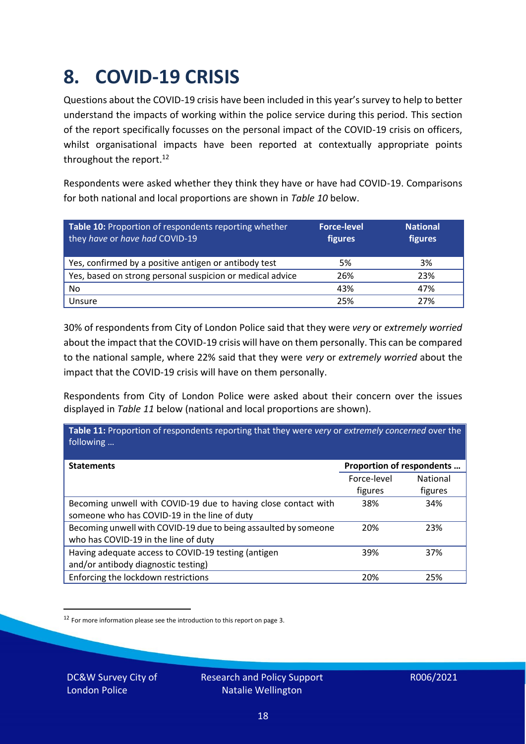# 8. COVID-19 CRISIS

Questions about the COVID-19 crisis have been included in this year's survey to help to better understand the impacts of working within the police service during this period. This section of the report specifically focusses on the personal impact of the COVID-19 crisis on officers, whilst organisational impacts have been reported at contextually appropriate points throughout the report.[12]

Respondents were asked whether they think they have or have had COVID-19. Comparisons for both national and local proportions are shown in *Table 10* below.

| **Table 10:** Proportion of respondents reporting whether they *have* or *have had* COVID-19 | **Force-level figures** | **National figures** |
|---|---|---|
| Yes, confirmed by a positive antigen or antibody test | 5% | 3% |
| Yes, based on strong personal suspicion or medical advice | 26% | 23% |
| No | 43% | 47% |
| Unsure | 25% | 27% |

30% of respondents from City of London Police said that they were *very* or *extremely worried* about the impact that the COVID-19 crisis will have on them personally. This can be compared to the national sample, where 22% said that they were *very* or *extremely worried* about the impact that the COVID-19 crisis will have on them personally.

Respondents from City of London Police were asked about their concern over the issues displayed in *Table 11* below (national and local proportions are shown).

**Table 11:** Proportion of respondents reporting that they were *very* or *extremely concerned* over the following …

| **Statements** | **Proportion of respondents …** | |
|---|---|---|
| | Force-level figures | National figures |
| Becoming unwell with COVID-19 due to having close contact with someone who has COVID-19 in the line of duty | 38% | 34% |
| Becoming unwell with COVID-19 due to being assaulted by someone who has COVID-19 in the line of duty | 20% | 23% |
| Having adequate access to COVID-19 testing (antigen and/or antibody diagnostic testing) | 39% | 37% |
| Enforcing the lockdown restrictions | 20% | 25% |

[12] For more information please see the introduction to this report on page 3.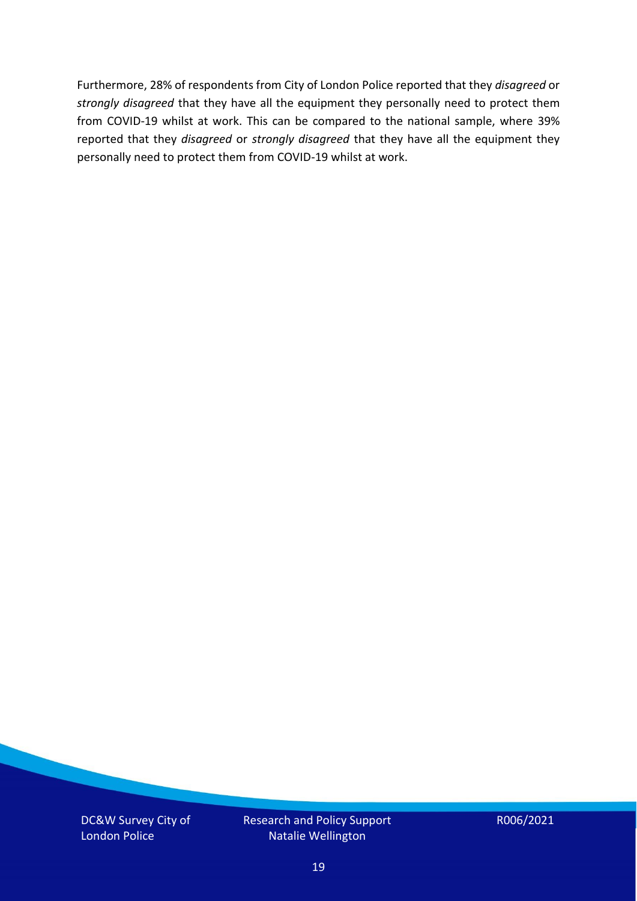Furthermore, 28% of respondents from City of London Police reported that they *disagreed* or *strongly disagreed* that they have all the equipment they personally need to protect them from COVID-19 whilst at work. This can be compared to the national sample, where 39% reported that they *disagreed* or *strongly disagreed* that they have all the equipment they personally need to protect them from COVID-19 whilst at work.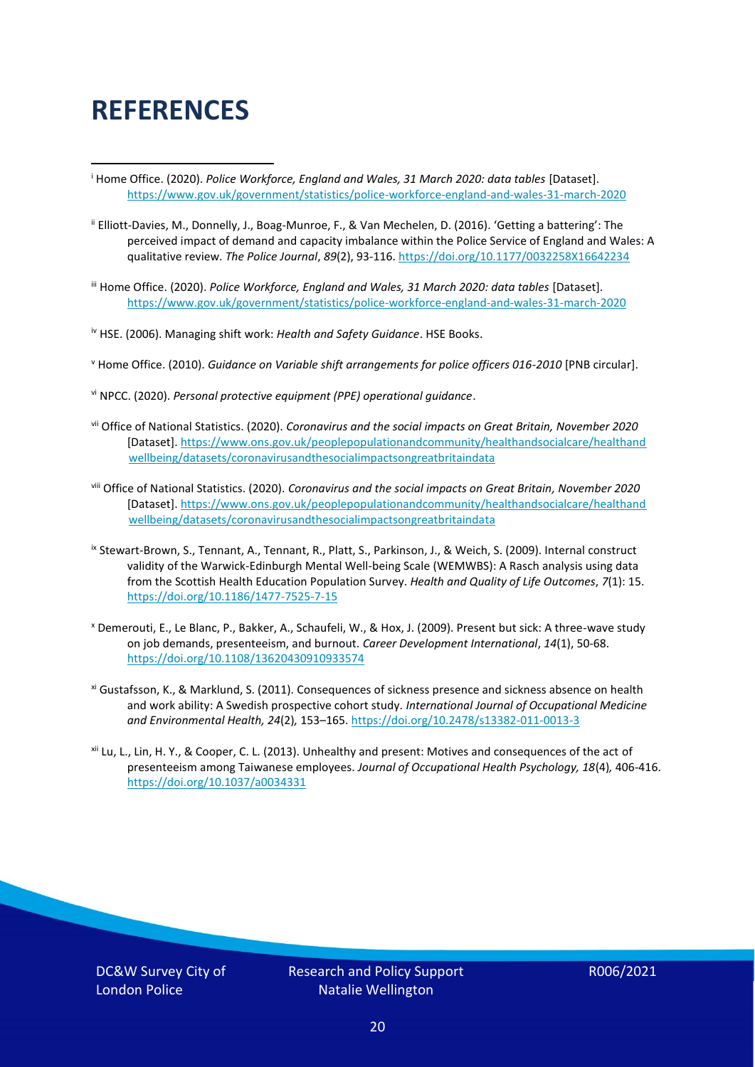# REFERENCES

[i] Home Office. (2020). *Police Workforce, England and Wales, 31 March 2020: data tables* [Dataset]. https://www.gov.uk/government/statistics/police-workforce-england-and-wales-31-march-2020

[ii] Elliott-Davies, M., Donnelly, J., Boag-Munroe, F., & Van Mechelen, D. (2016). 'Getting a battering': The perceived impact of demand and capacity imbalance within the Police Service of England and Wales: A qualitative review. *The Police Journal*, *89*(2), 93-116. https://doi.org/10.1177/0032258X16642234

[iii] Home Office. (2020). *Police Workforce, England and Wales, 31 March 2020: data tables* [Dataset]. https://www.gov.uk/government/statistics/police-workforce-england-and-wales-31-march-2020

[iv] HSE. (2006). Managing shift work: *Health and Safety Guidance*. HSE Books.

[v] Home Office. (2010). *Guidance on Variable shift arrangements for police officers 016-2010* [PNB circular].

[vi] NPCC. (2020). *Personal protective equipment (PPE) operational guidance*.

[vii] Office of National Statistics. (2020). *Coronavirus and the social impacts on Great Britain, November 2020* [Dataset]. https://www.ons.gov.uk/peoplepopulationandcommunity/healthandsocialcare/healthandwellbeing/datasets/coronavirusandthesocialimpactsongreatbritaindata

[viii] Office of National Statistics. (2020). *Coronavirus and the social impacts on Great Britain, November 2020* [Dataset]. https://www.ons.gov.uk/peoplepopulationandcommunity/healthandsocialcare/healthandwellbeing/datasets/coronavirusandthesocialimpactsongreatbritaindata

[ix] Stewart-Brown, S., Tennant, A., Tennant, R., Platt, S., Parkinson, J., & Weich, S. (2009). Internal construct validity of the Warwick-Edinburgh Mental Well-being Scale (WEMWBS): A Rasch analysis using data from the Scottish Health Education Population Survey. *Health and Quality of Life Outcomes*, *7*(1): 15. https://doi.org/10.1186/1477-7525-7-15

[x] Demerouti, E., Le Blanc, P., Bakker, A., Schaufeli, W., & Hox, J. (2009). Present but sick: A three-wave study on job demands, presenteeism, and burnout. *Career Development International*, *14*(1), 50-68. https://doi.org/10.1108/13620430910933574

[xi] Gustafsson, K., & Marklund, S. (2011). Consequences of sickness presence and sickness absence on health and work ability: A Swedish prospective cohort study. *International Journal of Occupational Medicine and Environmental Health, 24*(2)*,* 153–165. https://doi.org/10.2478/s13382-011-0013-3

[xii] Lu, L., Lin, H. Y., & Cooper, C. L. (2013). Unhealthy and present: Motives and consequences of the act of presenteeism among Taiwanese employees. *Journal of Occupational Health Psychology, 18*(4)*,* 406-416. https://doi.org/10.1037/a0034331